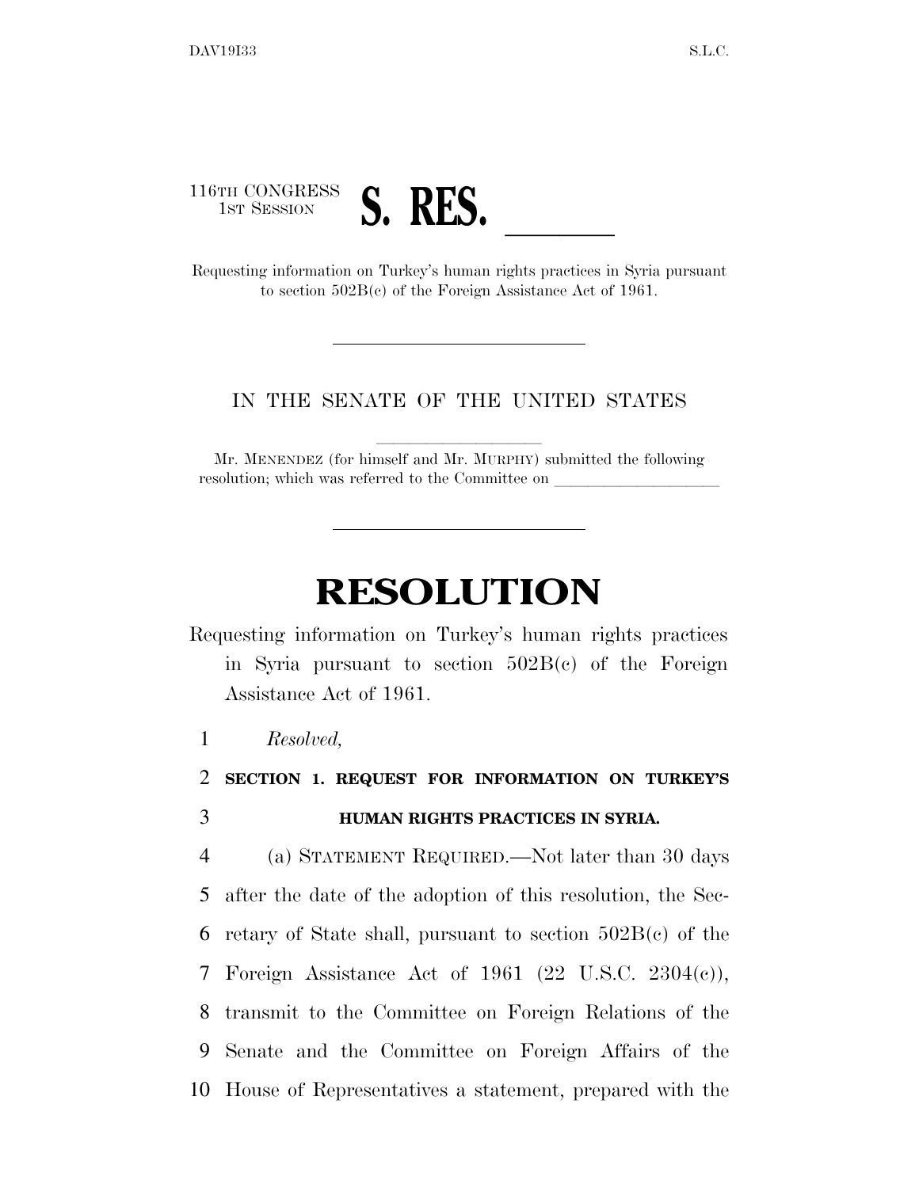116TH CONGRESS
1ST SESSION

# S. RES. \_\_\_\_\_\_

Requesting information on Turkey's human rights practices in Syria pursuant to section 502B(c) of the Foreign Assistance Act of 1961.

---

IN THE SENATE OF THE UNITED STATES

Mr. MENENDEZ (for himself and Mr. MURPHY) submitted the following resolution; which was referred to the Committee on \_\_\_\_\_\_\_\_\_\_\_\_\_\_\_\_\_\_\_\_

---

# RESOLUTION

Requesting information on Turkey's human rights practices in Syria pursuant to section 502B(c) of the Foreign Assistance Act of 1961.

1 *Resolved,*

2 **SECTION 1. REQUEST FOR INFORMATION ON TURKEY'S**
3 **HUMAN RIGHTS PRACTICES IN SYRIA.**

4 (a) STATEMENT REQUIRED.—Not later than 30 days
5 after the date of the adoption of this resolution, the Sec-
6 retary of State shall, pursuant to section 502B(c) of the
7 Foreign Assistance Act of 1961 (22 U.S.C. 2304(c)),
8 transmit to the Committee on Foreign Relations of the
9 Senate and the Committee on Foreign Affairs of the
10 House of Representatives a statement, prepared with the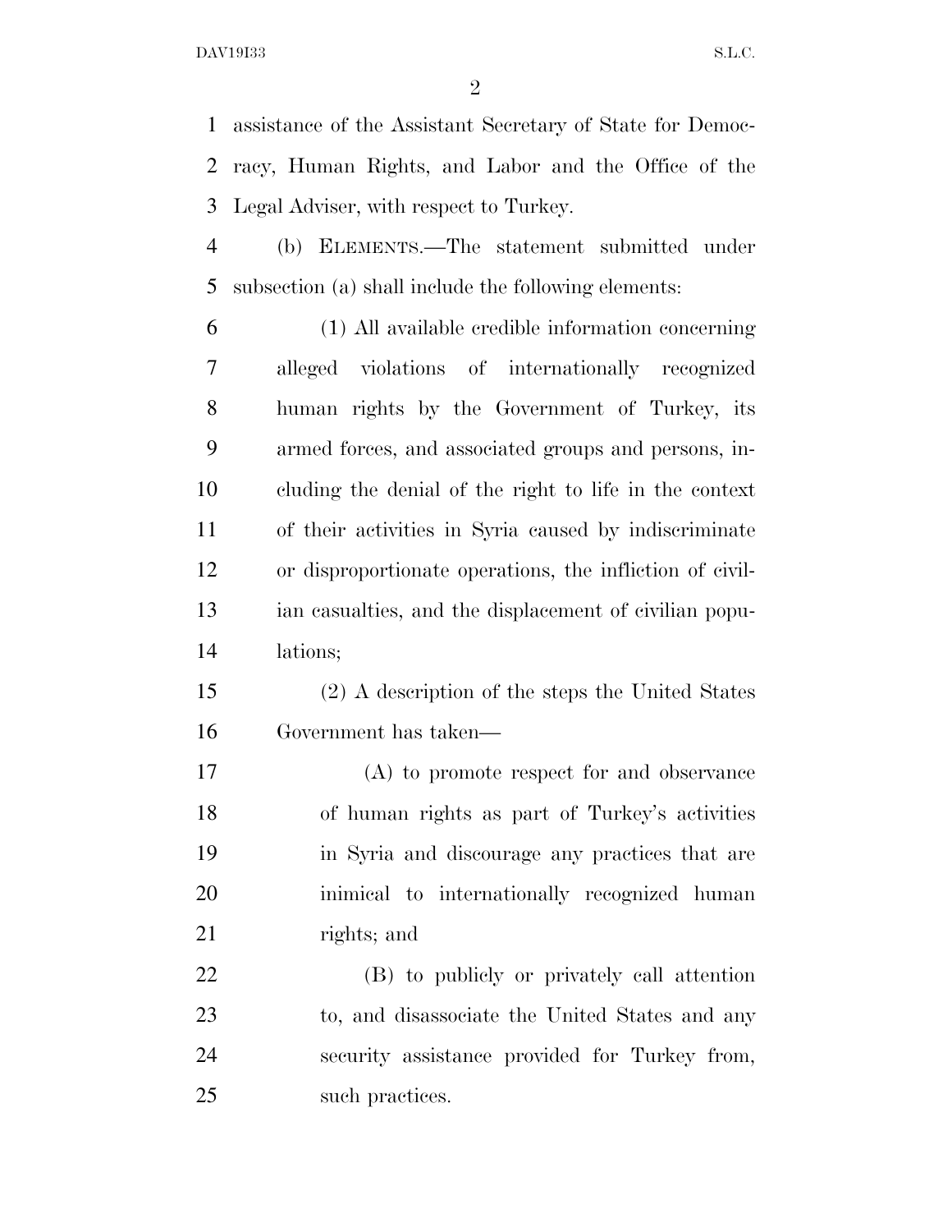assistance of the Assistant Secretary of State for Democracy, Human Rights, and Labor and the Office of the Legal Adviser, with respect to Turkey.

(b) ELEMENTS.—The statement submitted under subsection (a) shall include the following elements:

(1) All available credible information concerning alleged violations of internationally recognized human rights by the Government of Turkey, its armed forces, and associated groups and persons, including the denial of the right to life in the context of their activities in Syria caused by indiscriminate or disproportionate operations, the infliction of civilian casualties, and the displacement of civilian populations;

(2) A description of the steps the United States Government has taken—

(A) to promote respect for and observance of human rights as part of Turkey's activities in Syria and discourage any practices that are inimical to internationally recognized human rights; and

(B) to publicly or privately call attention to, and disassociate the United States and any security assistance provided for Turkey from, such practices.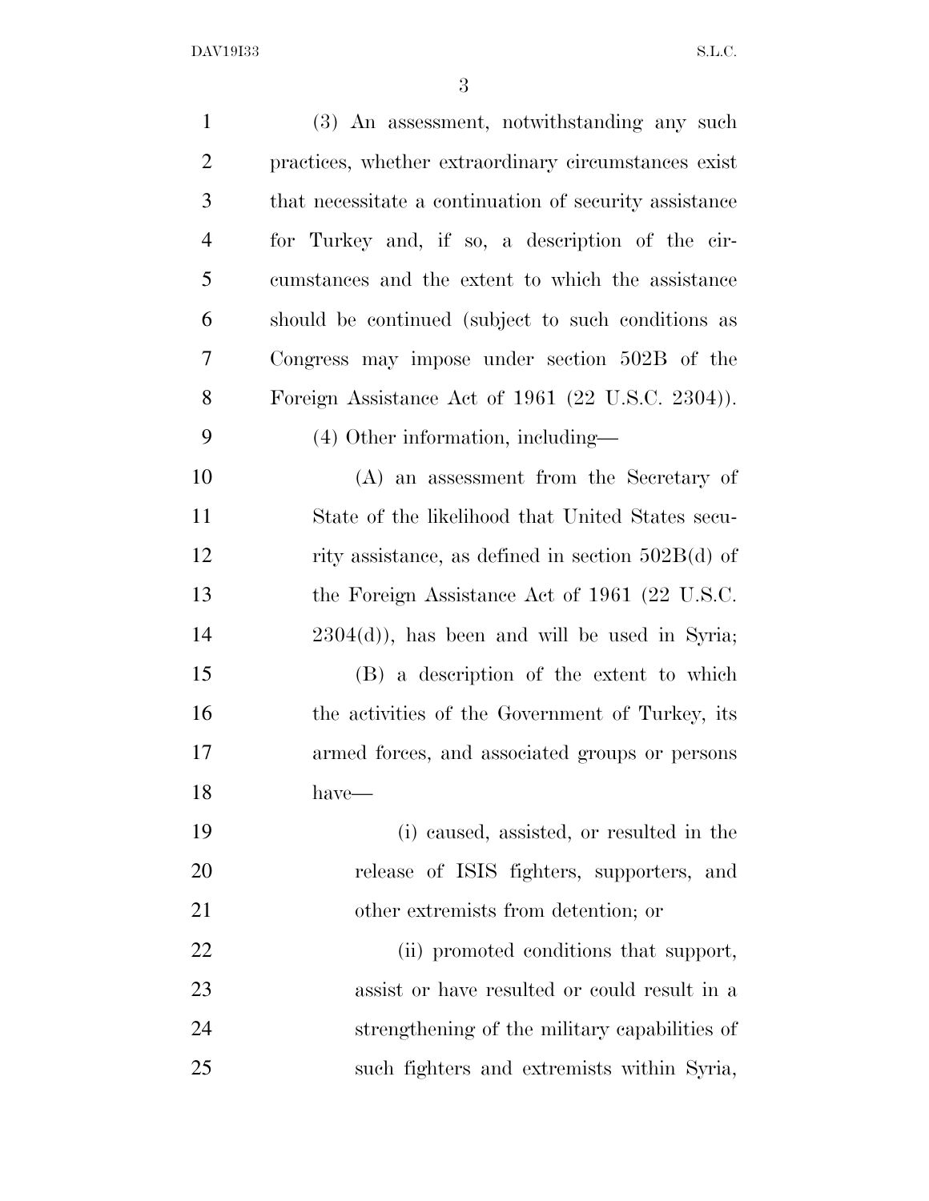(3) An assessment, notwithstanding any such practices, whether extraordinary circumstances exist that necessitate a continuation of security assistance for Turkey and, if so, a description of the circumstances and the extent to which the assistance should be continued (subject to such conditions as Congress may impose under section 502B of the Foreign Assistance Act of 1961 (22 U.S.C. 2304)).

(4) Other information, including—

(A) an assessment from the Secretary of State of the likelihood that United States security assistance, as defined in section 502B(d) of the Foreign Assistance Act of 1961 (22 U.S.C. 2304(d)), has been and will be used in Syria;

(B) a description of the extent to which the activities of the Government of Turkey, its armed forces, and associated groups or persons have—

(i) caused, assisted, or resulted in the release of ISIS fighters, supporters, and other extremists from detention; or

(ii) promoted conditions that support, assist or have resulted or could result in a strengthening of the military capabilities of such fighters and extremists within Syria,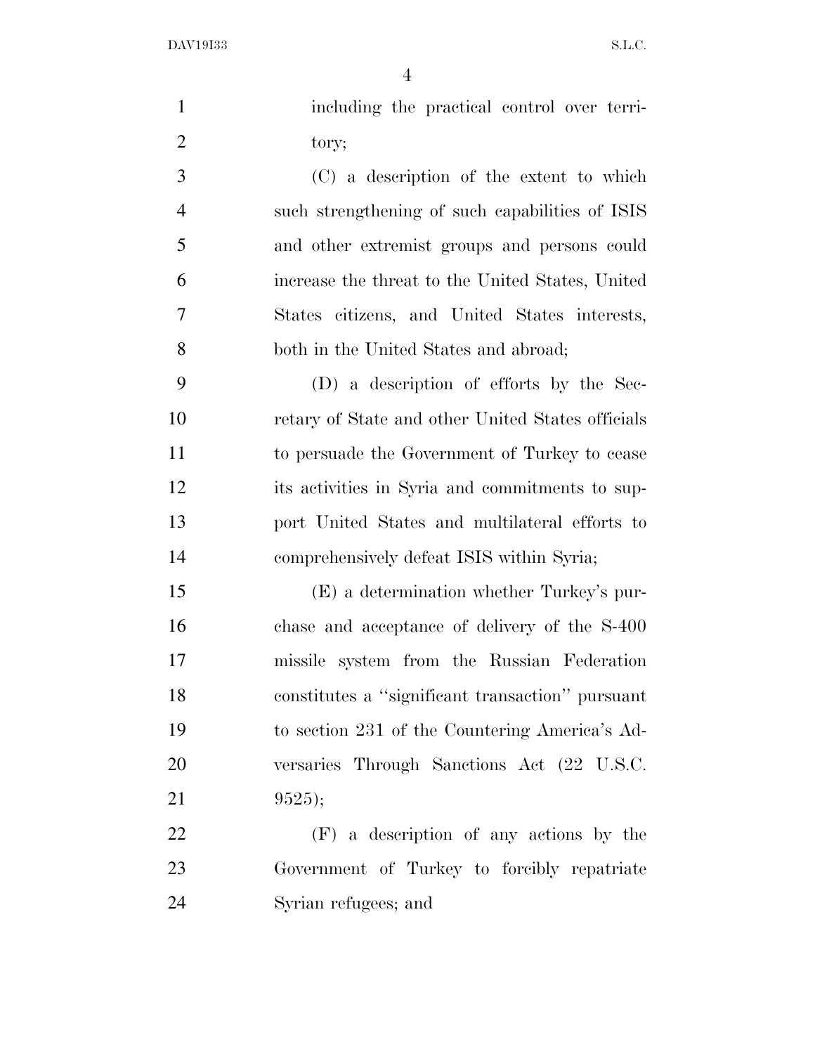including the practical control over territory;

(C) a description of the extent to which such strengthening of such capabilities of ISIS and other extremist groups and persons could increase the threat to the United States, United States citizens, and United States interests, both in the United States and abroad;

(D) a description of efforts by the Secretary of State and other United States officials to persuade the Government of Turkey to cease its activities in Syria and commitments to support United States and multilateral efforts to comprehensively defeat ISIS within Syria;

(E) a determination whether Turkey's purchase and acceptance of delivery of the S-400 missile system from the Russian Federation constitutes a "significant transaction" pursuant to section 231 of the Countering America's Adversaries Through Sanctions Act (22 U.S.C. 9525);

(F) a description of any actions by the Government of Turkey to forcibly repatriate Syrian refugees; and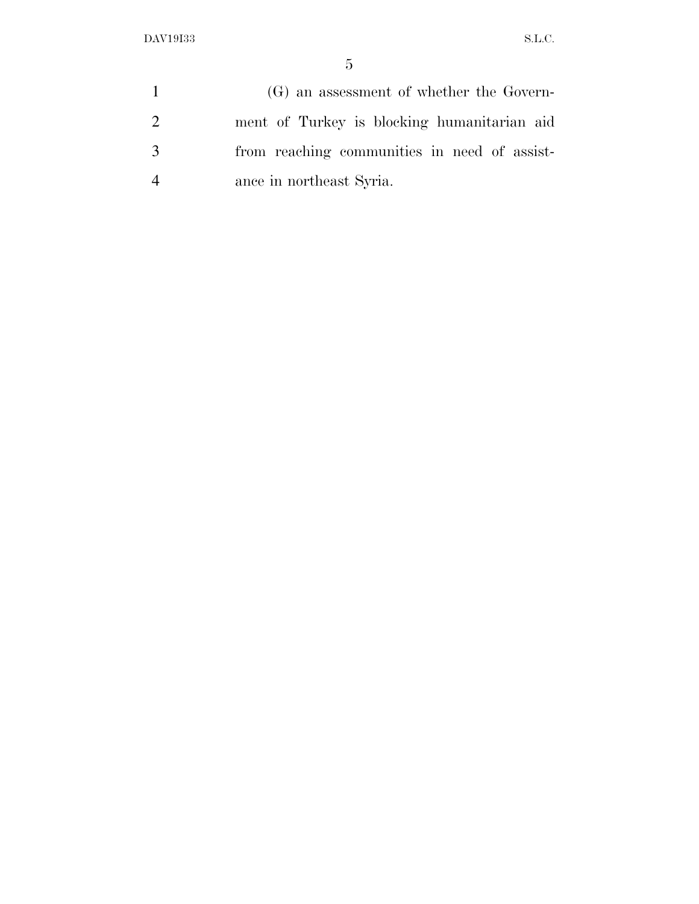(G) an assessment of whether the Government of Turkey is blocking humanitarian aid from reaching communities in need of assistance in northeast Syria.